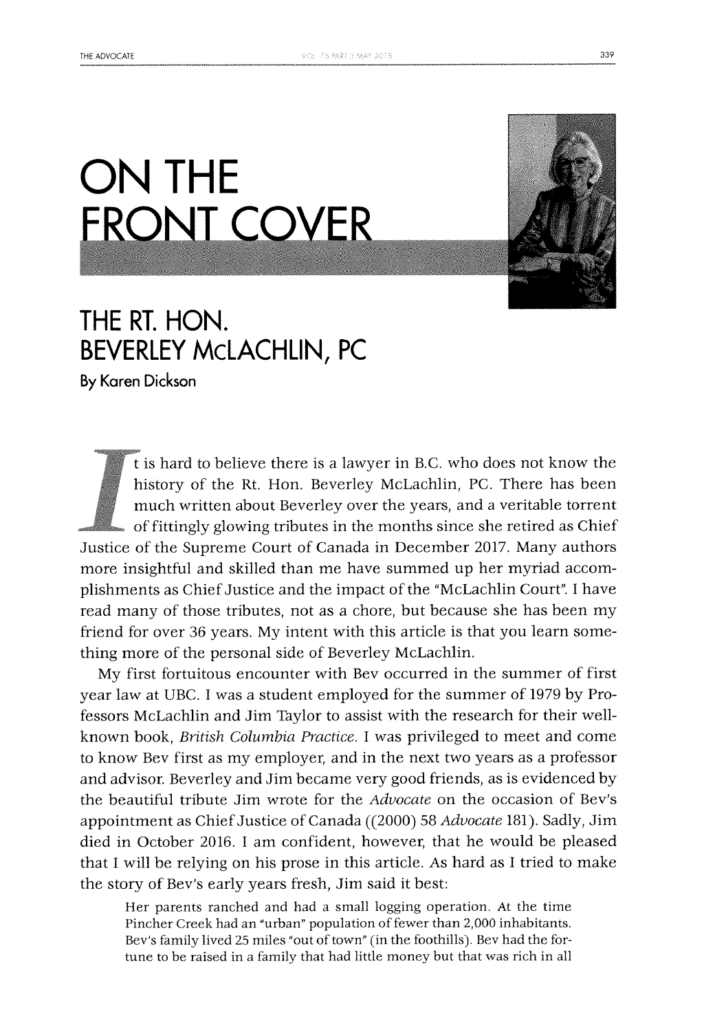# ON THE FRONT COVER

## THE RT. HON. BEVERLEY McLACHLIN, PC

By Karen Dickson

It is hard to believe there is a lawyer in B.C. who does not know the history of the Rt. Hon. Beverley McLachlin, PC. There has been much written about Beverley over the years, and a veritable torrent of fittingly glowing tributes in the months since she retired as Chief Justice of the Supreme Court of Canada in December 2017. Many authors more insightful and skilled than me have summed up her myriad accomplishments as Chief Justice and the impact of the "McLachlin Court". I have read many of those tributes, not as a chore, but because she has been my friend for over 36 years. My intent with this article is that you learn something more of the personal side of Beverley McLachlin.

My first fortuitous encounter with Bev occurred in the summer of first year law at UBC. I was a student employed for the summer of 1979 by Professors McLachlin and Jim Taylor to assist with the research for their well-known book, *British Columbia Practice*. I was privileged to meet and come to know Bev first as my employer, and in the next two years as a professor and advisor. Beverley and Jim became very good friends, as is evidenced by the beautiful tribute Jim wrote for the *Advocate* on the occasion of Bev's appointment as Chief Justice of Canada ((2000) 58 *Advocate* 181). Sadly, Jim died in October 2016. I am confident, however, that he would be pleased that I will be relying on his prose in this article. As hard as I tried to make the story of Bev's early years fresh, Jim said it best:

> Her parents ranched and had a small logging operation. At the time Pincher Creek had an "urban" population of fewer than 2,000 inhabitants. Bev's family lived 25 miles "out of town" (in the foothills). Bev had the fortune to be raised in a family that had little money but that was rich in all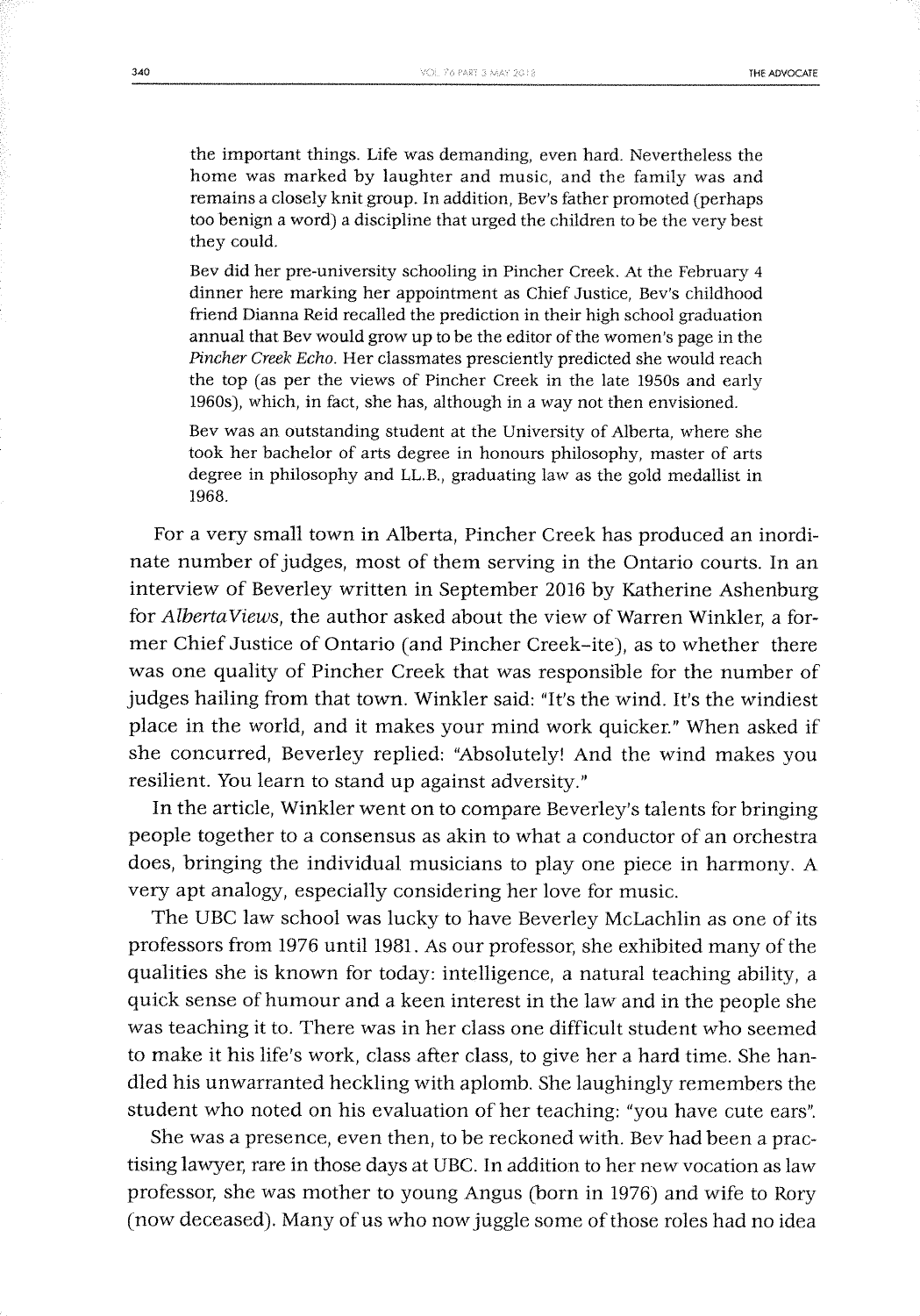> the important things. Life was demanding, even hard. Nevertheless the home was marked by laughter and music, and the family was and remains a closely knit group. In addition, Bev's father promoted (perhaps too benign a word) a discipline that urged the children to be the very best they could.
>
> Bev did her pre-university schooling in Pincher Creek. At the February 4 dinner here marking her appointment as Chief Justice, Bev's childhood friend Dianna Reid recalled the prediction in their high school graduation annual that Bev would grow up to be the editor of the women's page in the *Pincher Creek Echo*. Her classmates presciently predicted she would reach the top (as per the views of Pincher Creek in the late 1950s and early 1960s), which, in fact, she has, although in a way not then envisioned.
>
> Bev was an outstanding student at the University of Alberta, where she took her bachelor of arts degree in honours philosophy, master of arts degree in philosophy and LL.B., graduating law as the gold medallist in 1968.

For a very small town in Alberta, Pincher Creek has produced an inordinate number of judges, most of them serving in the Ontario courts. In an interview of Beverley written in September 2016 by Katherine Ashenburg for *AlbertaViews*, the author asked about the view of Warren Winkler, a former Chief Justice of Ontario (and Pincher Creek–ite), as to whether there was one quality of Pincher Creek that was responsible for the number of judges hailing from that town. Winkler said: "It's the wind. It's the windiest place in the world, and it makes your mind work quicker." When asked if she concurred, Beverley replied: "Absolutely! And the wind makes you resilient. You learn to stand up against adversity."

In the article, Winkler went on to compare Beverley's talents for bringing people together to a consensus as akin to what a conductor of an orchestra does, bringing the individual musicians to play one piece in harmony. A very apt analogy, especially considering her love for music.

The UBC law school was lucky to have Beverley McLachlin as one of its professors from 1976 until 1981. As our professor, she exhibited many of the qualities she is known for today: intelligence, a natural teaching ability, a quick sense of humour and a keen interest in the law and in the people she was teaching it to. There was in her class one difficult student who seemed to make it his life's work, class after class, to give her a hard time. She handled his unwarranted heckling with aplomb. She laughingly remembers the student who noted on his evaluation of her teaching: "you have cute ears".

She was a presence, even then, to be reckoned with. Bev had been a practising lawyer, rare in those days at UBC. In addition to her new vocation as law professor, she was mother to young Angus (born in 1976) and wife to Rory (now deceased). Many of us who now juggle some of those roles had no idea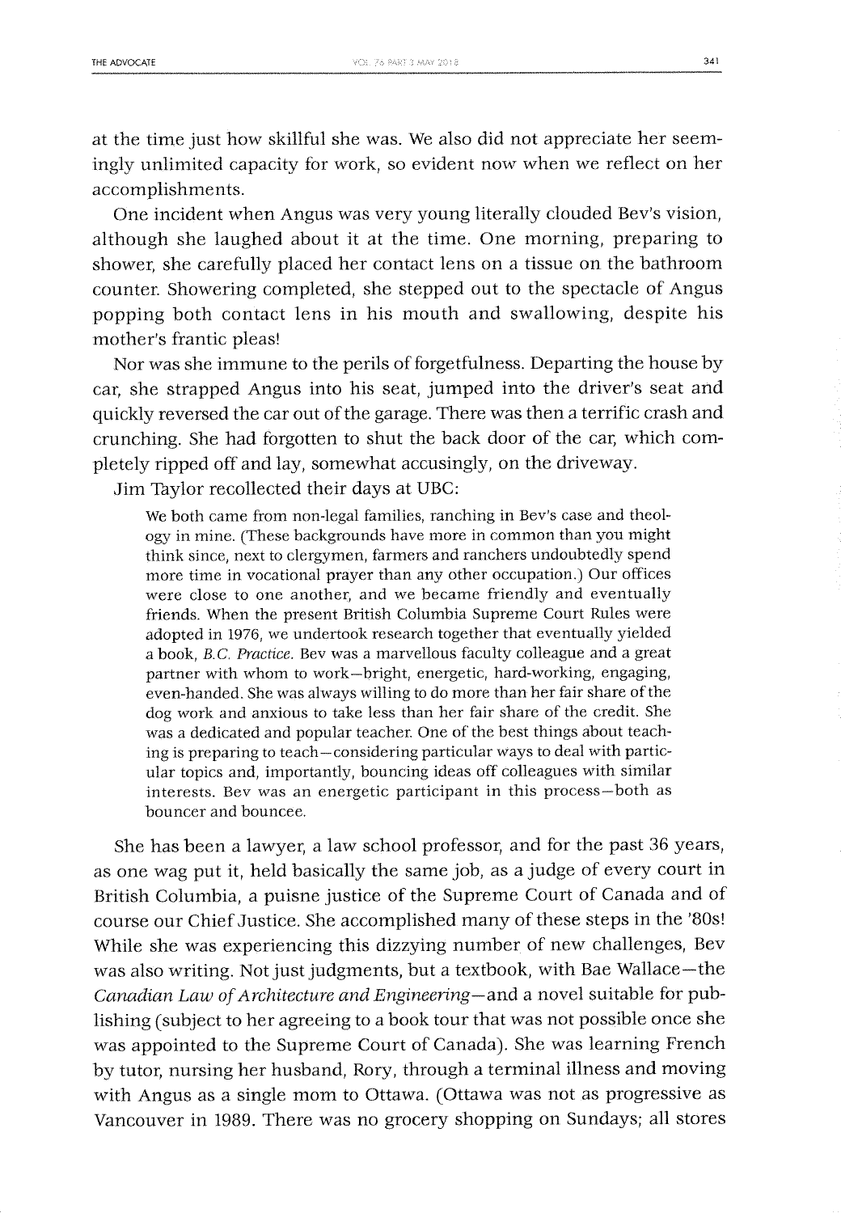at the time just how skillful she was. We also did not appreciate her seemingly unlimited capacity for work, so evident now when we reflect on her accomplishments.

One incident when Angus was very young literally clouded Bev's vision, although she laughed about it at the time. One morning, preparing to shower, she carefully placed her contact lens on a tissue on the bathroom counter. Showering completed, she stepped out to the spectacle of Angus popping both contact lens in his mouth and swallowing, despite his mother's frantic pleas!

Nor was she immune to the perils of forgetfulness. Departing the house by car, she strapped Angus into his seat, jumped into the driver's seat and quickly reversed the car out of the garage. There was then a terrific crash and crunching. She had forgotten to shut the back door of the car, which completely ripped off and lay, somewhat accusingly, on the driveway.

Jim Taylor recollected their days at UBC:

> We both came from non-legal families, ranching in Bev's case and theology in mine. (These backgrounds have more in common than you might think since, next to clergymen, farmers and ranchers undoubtedly spend more time in vocational prayer than any other occupation.) Our offices were close to one another, and we became friendly and eventually friends. When the present British Columbia Supreme Court Rules were adopted in 1976, we undertook research together that eventually yielded a book, *B.C. Practice*. Bev was a marvellous faculty colleague and a great partner with whom to work—bright, energetic, hard-working, engaging, even-handed. She was always willing to do more than her fair share of the dog work and anxious to take less than her fair share of the credit. She was a dedicated and popular teacher. One of the best things about teaching is preparing to teach—considering particular ways to deal with particular topics and, importantly, bouncing ideas off colleagues with similar interests. Bev was an energetic participant in this process—both as bouncer and bouncee.

She has been a lawyer, a law school professor, and for the past 36 years, as one wag put it, held basically the same job, as a judge of every court in British Columbia, a puisne justice of the Supreme Court of Canada and of course our Chief Justice. She accomplished many of these steps in the '80s! While she was experiencing this dizzying number of new challenges, Bev was also writing. Not just judgments, but a textbook, with Bae Wallace—the *Canadian Law of Architecture and Engineering*—and a novel suitable for publishing (subject to her agreeing to a book tour that was not possible once she was appointed to the Supreme Court of Canada). She was learning French by tutor, nursing her husband, Rory, through a terminal illness and moving with Angus as a single mom to Ottawa. (Ottawa was not as progressive as Vancouver in 1989. There was no grocery shopping on Sundays; all stores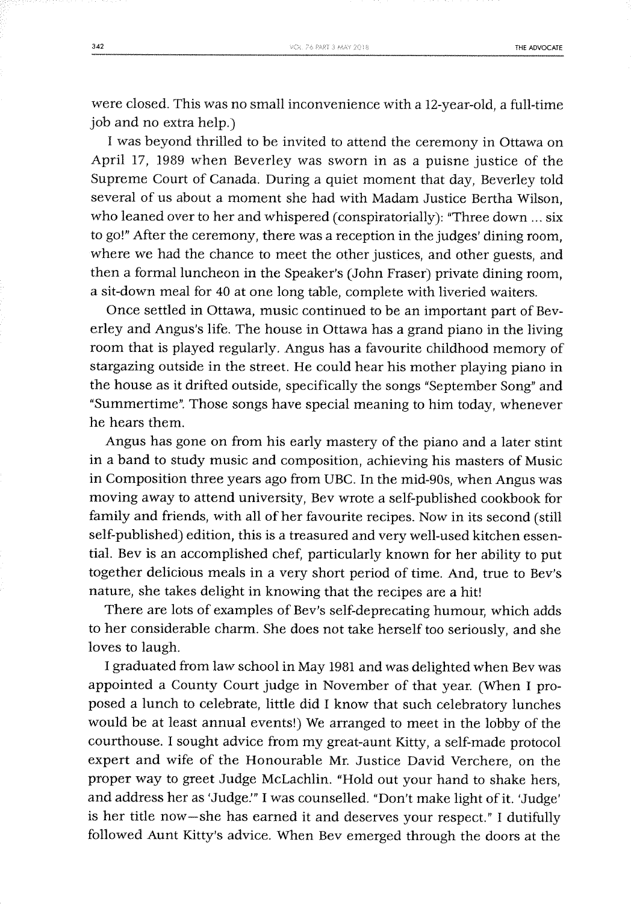were closed. This was no small inconvenience with a 12-year-old, a full-time job and no extra help.)

I was beyond thrilled to be invited to attend the ceremony in Ottawa on April 17, 1989 when Beverley was sworn in as a puisne justice of the Supreme Court of Canada. During a quiet moment that day, Beverley told several of us about a moment she had with Madam Justice Bertha Wilson, who leaned over to her and whispered (conspiratorially): "Three down ... six to go!" After the ceremony, there was a reception in the judges' dining room, where we had the chance to meet the other justices, and other guests, and then a formal luncheon in the Speaker's (John Fraser) private dining room, a sit-down meal for 40 at one long table, complete with liveried waiters.

Once settled in Ottawa, music continued to be an important part of Beverley and Angus's life. The house in Ottawa has a grand piano in the living room that is played regularly. Angus has a favourite childhood memory of stargazing outside in the street. He could hear his mother playing piano in the house as it drifted outside, specifically the songs "September Song" and "Summertime". Those songs have special meaning to him today, whenever he hears them.

Angus has gone on from his early mastery of the piano and a later stint in a band to study music and composition, achieving his masters of Music in Composition three years ago from UBC. In the mid-90s, when Angus was moving away to attend university, Bev wrote a self-published cookbook for family and friends, with all of her favourite recipes. Now in its second (still self-published) edition, this is a treasured and very well-used kitchen essential. Bev is an accomplished chef, particularly known for her ability to put together delicious meals in a very short period of time. And, true to Bev's nature, she takes delight in knowing that the recipes are a hit!

There are lots of examples of Bev's self-deprecating humour, which adds to her considerable charm. She does not take herself too seriously, and she loves to laugh.

I graduated from law school in May 1981 and was delighted when Bev was appointed a County Court judge in November of that year. (When I proposed a lunch to celebrate, little did I know that such celebratory lunches would be at least annual events!) We arranged to meet in the lobby of the courthouse. I sought advice from my great-aunt Kitty, a self-made protocol expert and wife of the Honourable Mr. Justice David Verchere, on the proper way to greet Judge McLachlin. "Hold out your hand to shake hers, and address her as 'Judge.'" I was counselled. "Don't make light of it. 'Judge' is her title now—she has earned it and deserves your respect." I dutifully followed Aunt Kitty's advice. When Bev emerged through the doors at the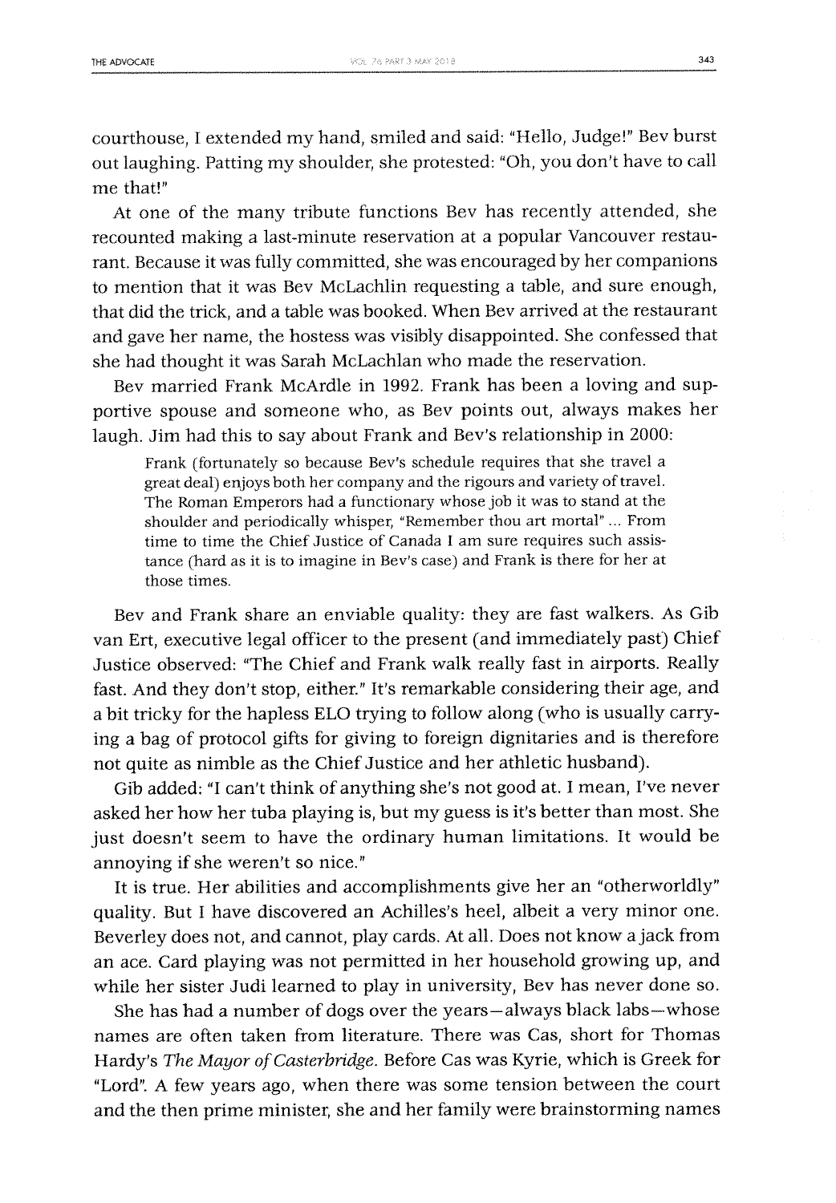courthouse, I extended my hand, smiled and said: "Hello, Judge!" Bev burst out laughing. Patting my shoulder, she protested: "Oh, you don't have to call me that!"

At one of the many tribute functions Bev has recently attended, she recounted making a last-minute reservation at a popular Vancouver restaurant. Because it was fully committed, she was encouraged by her companions to mention that it was Bev McLachlin requesting a table, and sure enough, that did the trick, and a table was booked. When Bev arrived at the restaurant and gave her name, the hostess was visibly disappointed. She confessed that she had thought it was Sarah McLachlan who made the reservation.

Bev married Frank McArdle in 1992. Frank has been a loving and supportive spouse and someone who, as Bev points out, always makes her laugh. Jim had this to say about Frank and Bev's relationship in 2000:

> Frank (fortunately so because Bev's schedule requires that she travel a great deal) enjoys both her company and the rigours and variety of travel. The Roman Emperors had a functionary whose job it was to stand at the shoulder and periodically whisper, "Remember thou art mortal" ... From time to time the Chief Justice of Canada I am sure requires such assistance (hard as it is to imagine in Bev's case) and Frank is there for her at those times.

Bev and Frank share an enviable quality: they are fast walkers. As Gib van Ert, executive legal officer to the present (and immediately past) Chief Justice observed: "The Chief and Frank walk really fast in airports. Really fast. And they don't stop, either." It's remarkable considering their age, and a bit tricky for the hapless ELO trying to follow along (who is usually carrying a bag of protocol gifts for giving to foreign dignitaries and is therefore not quite as nimble as the Chief Justice and her athletic husband).

Gib added: "I can't think of anything she's not good at. I mean, I've never asked her how her tuba playing is, but my guess is it's better than most. She just doesn't seem to have the ordinary human limitations. It would be annoying if she weren't so nice."

It is true. Her abilities and accomplishments give her an "otherworldly" quality. But I have discovered an Achilles's heel, albeit a very minor one. Beverley does not, and cannot, play cards. At all. Does not know a jack from an ace. Card playing was not permitted in her household growing up, and while her sister Judi learned to play in university, Bev has never done so.

She has had a number of dogs over the years—always black labs—whose names are often taken from literature. There was Cas, short for Thomas Hardy's *The Mayor of Casterbridge*. Before Cas was Kyrie, which is Greek for "Lord". A few years ago, when there was some tension between the court and the then prime minister, she and her family were brainstorming names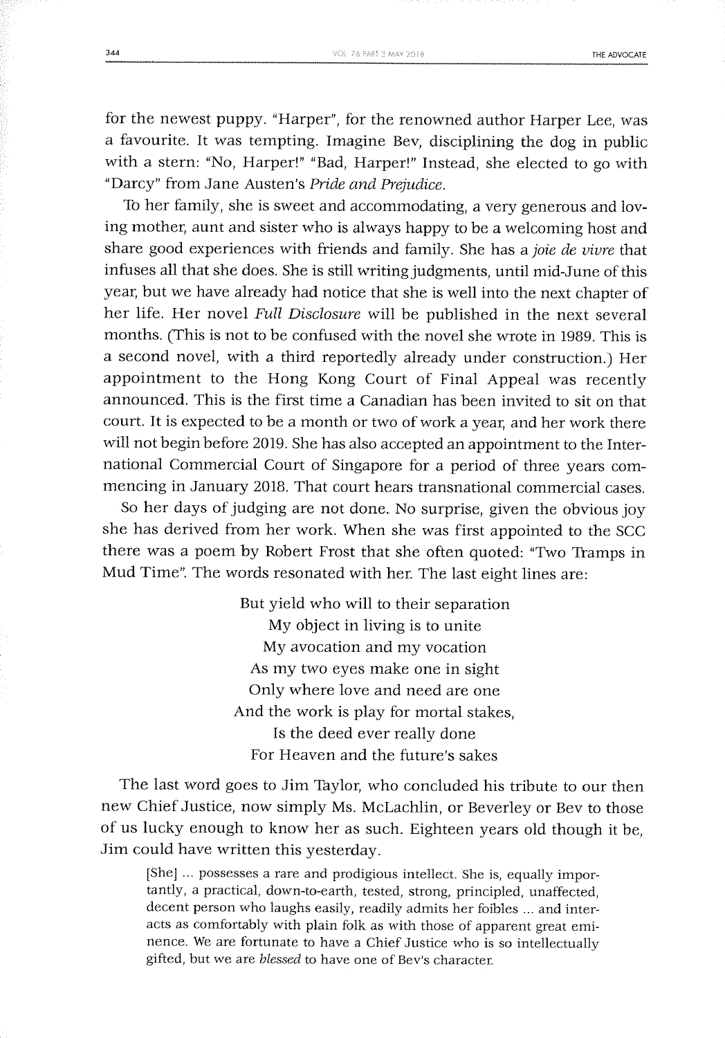for the newest puppy. "Harper", for the renowned author Harper Lee, was a favourite. It was tempting. Imagine Bev, disciplining the dog in public with a stern: "No, Harper!" "Bad, Harper!" Instead, she elected to go with "Darcy" from Jane Austen's *Pride and Prejudice*.

To her family, she is sweet and accommodating, a very generous and loving mother, aunt and sister who is always happy to be a welcoming host and share good experiences with friends and family. She has a *joie de vivre* that infuses all that she does. She is still writing judgments, until mid-June of this year, but we have already had notice that she is well into the next chapter of her life. Her novel *Full Disclosure* will be published in the next several months. (This is not to be confused with the novel she wrote in 1989. This is a second novel, with a third reportedly already under construction.) Her appointment to the Hong Kong Court of Final Appeal was recently announced. This is the first time a Canadian has been invited to sit on that court. It is expected to be a month or two of work a year, and her work there will not begin before 2019. She has also accepted an appointment to the International Commercial Court of Singapore for a period of three years commencing in January 2018. That court hears transnational commercial cases.

So her days of judging are not done. No surprise, given the obvious joy she has derived from her work. When she was first appointed to the SCC there was a poem by Robert Frost that she often quoted: "Two Tramps in Mud Time". The words resonated with her. The last eight lines are:

> But yield who will to their separation
> My object in living is to unite
> My avocation and my vocation
> As my two eyes make one in sight
> Only where love and need are one
> And the work is play for mortal stakes,
> Is the deed ever really done
> For Heaven and the future's sakes

The last word goes to Jim Taylor, who concluded his tribute to our then new Chief Justice, now simply Ms. McLachlin, or Beverley or Bev to those of us lucky enough to know her as such. Eighteen years old though it be, Jim could have written this yesterday.

> [She] ... possesses a rare and prodigious intellect. She is, equally importantly, a practical, down-to-earth, tested, strong, principled, unaffected, decent person who laughs easily, readily admits her foibles ... and interacts as comfortably with plain folk as with those of apparent great eminence. We are fortunate to have a Chief Justice who is so intellectually gifted, but we are *blessed* to have one of Bev's character.